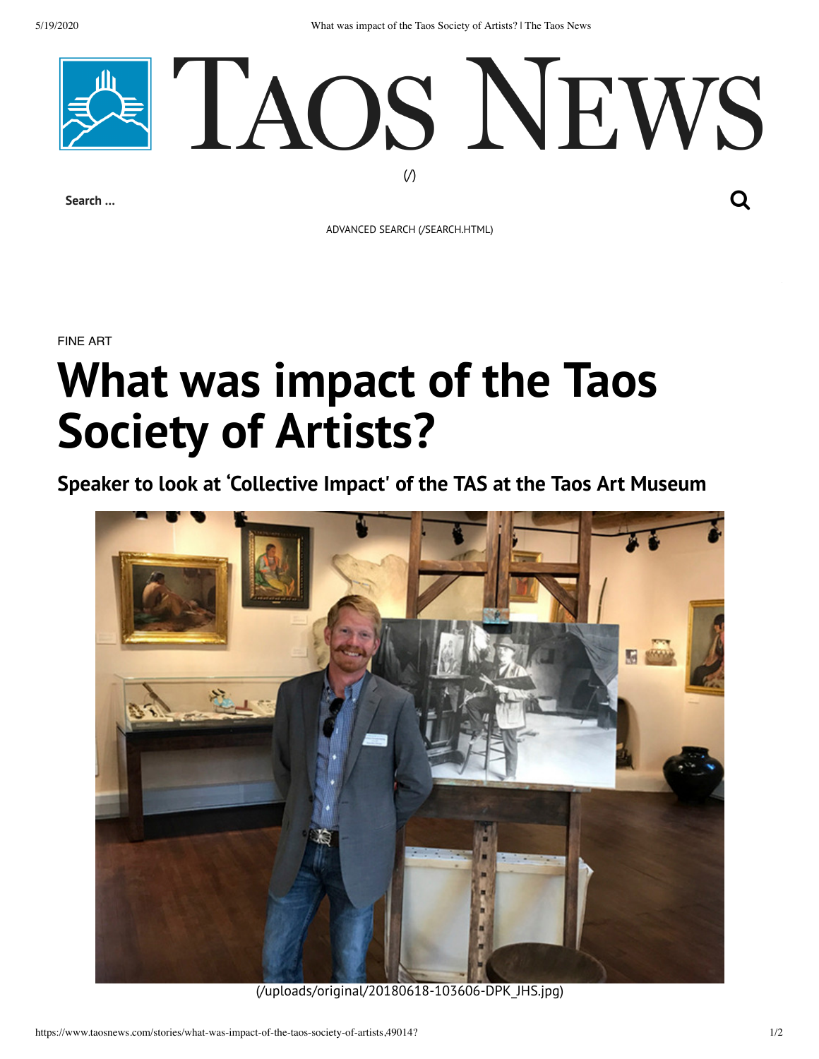TAOS NEWS

(/)

Search ...

ADVANCED SEARCH (/SEARCH.HTML)

FINE ART

# What was impact of the Taos Society of Artists?

## Speaker to look at 'Collective Impact' of the TAS at the Taos Art Museum

(/uploads/original/20180618-103606-DPK_JHS.jpg)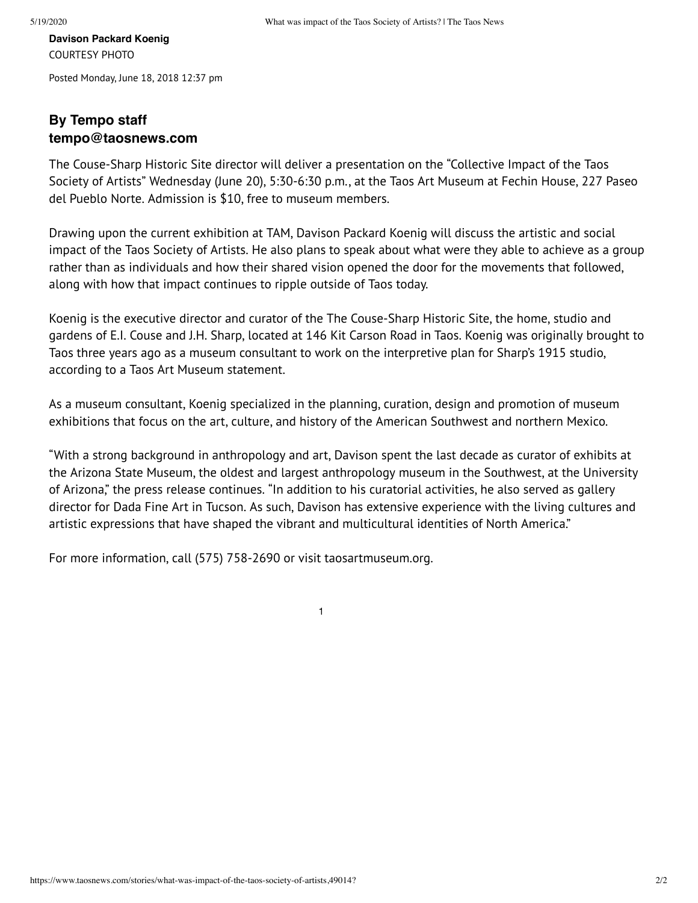**Davison Packard Koenig**
COURTESY PHOTO

Posted Monday, June 18, 2018 12:37 pm

### By Tempo staff
### tempo@taosnews.com

The Couse-Sharp Historic Site director will deliver a presentation on the "Collective Impact of the Taos Society of Artists" Wednesday (June 20), 5:30-6:30 p.m., at the Taos Art Museum at Fechin House, 227 Paseo del Pueblo Norte. Admission is $10, free to museum members.

Drawing upon the current exhibition at TAM, Davison Packard Koenig will discuss the artistic and social impact of the Taos Society of Artists. He also plans to speak about what were they able to achieve as a group rather than as individuals and how their shared vision opened the door for the movements that followed, along with how that impact continues to ripple outside of Taos today.

Koenig is the executive director and curator of the The Couse-Sharp Historic Site, the home, studio and gardens of E.I. Couse and J.H. Sharp, located at 146 Kit Carson Road in Taos. Koenig was originally brought to Taos three years ago as a museum consultant to work on the interpretive plan for Sharp's 1915 studio, according to a Taos Art Museum statement.

As a museum consultant, Koenig specialized in the planning, curation, design and promotion of museum exhibitions that focus on the art, culture, and history of the American Southwest and northern Mexico.

"With a strong background in anthropology and art, Davison spent the last decade as curator of exhibits at the Arizona State Museum, the oldest and largest anthropology museum in the Southwest, at the University of Arizona," the press release continues. "In addition to his curatorial activities, he also served as gallery director for Dada Fine Art in Tucson. As such, Davison has extensive experience with the living cultures and artistic expressions that have shaped the vibrant and multicultural identities of North America."

For more information, call (575) 758-2690 or visit taosartmuseum.org.